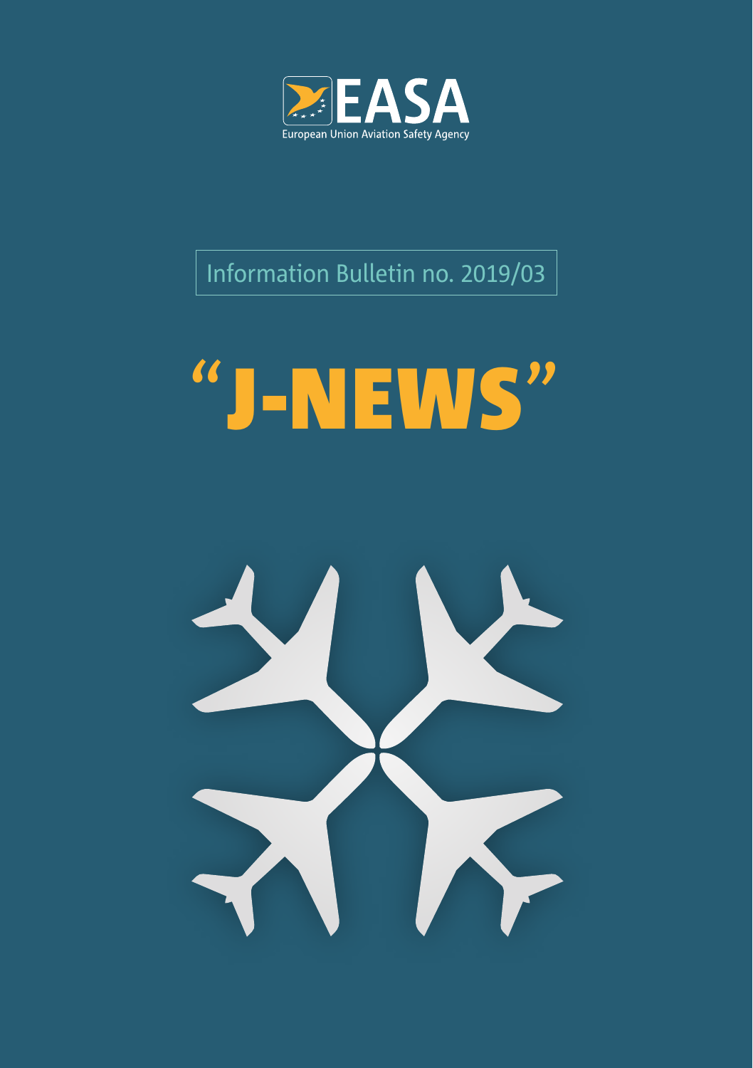EASA

European Union Aviation Safety Agency

Information Bulletin no. 2019/03

# "J-NEWS"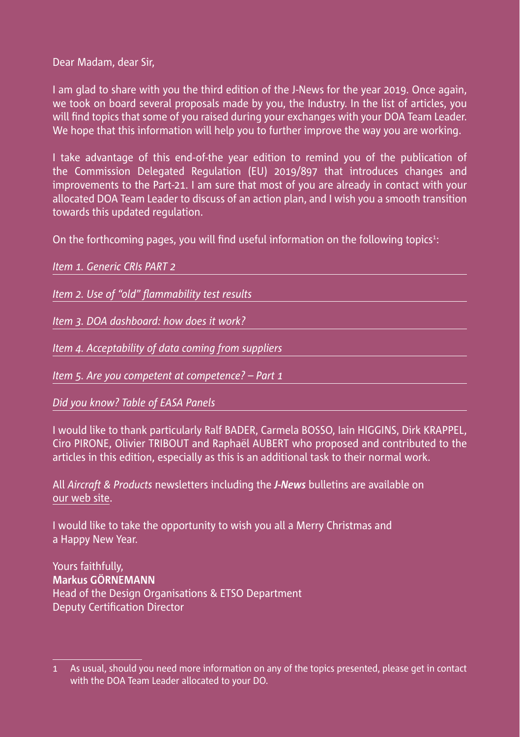Dear Madam, dear Sir,

I am glad to share with you the third edition of the J-News for the year 2019. Once again, we took on board several proposals made by you, the Industry. In the list of articles, you will find topics that some of you raised during your exchanges with your DOA Team Leader. We hope that this information will help you to further improve the way you are working.

I take advantage of this end-of-the year edition to remind you of the publication of the Commission Delegated Regulation (EU) 2019/897 that introduces changes and improvements to the Part-21. I am sure that most of you are already in contact with your allocated DOA Team Leader to discuss of an action plan, and I wish you a smooth transition towards this updated regulation.

On the forthcoming pages, you will find useful information on the following topics[1]:

*Item 1. Generic CRIs PART 2*

*Item 2. Use of "old" flammability test results*

*Item 3. DOA dashboard: how does it work?*

*Item 4. Acceptability of data coming from suppliers*

*Item 5. Are you competent at competence? – Part 1*

*Did you know? Table of EASA Panels*

I would like to thank particularly Ralf BADER, Carmela BOSSO, Iain HIGGINS, Dirk KRAPPEL, Ciro PIRONE, Olivier TRIBOUT and Raphaël AUBERT who proposed and contributed to the articles in this edition, especially as this is an additional task to their normal work.

All *Aircraft & Products* newsletters including the ***J-News*** bulletins are available on our web site.

I would like to take the opportunity to wish you all a Merry Christmas and a Happy New Year.

Yours faithfully,
**Markus GÖRNEMANN**
Head of the Design Organisations & ETSO Department
Deputy Certification Director

---

1 As usual, should you need more information on any of the topics presented, please get in contact with the DOA Team Leader allocated to your DO.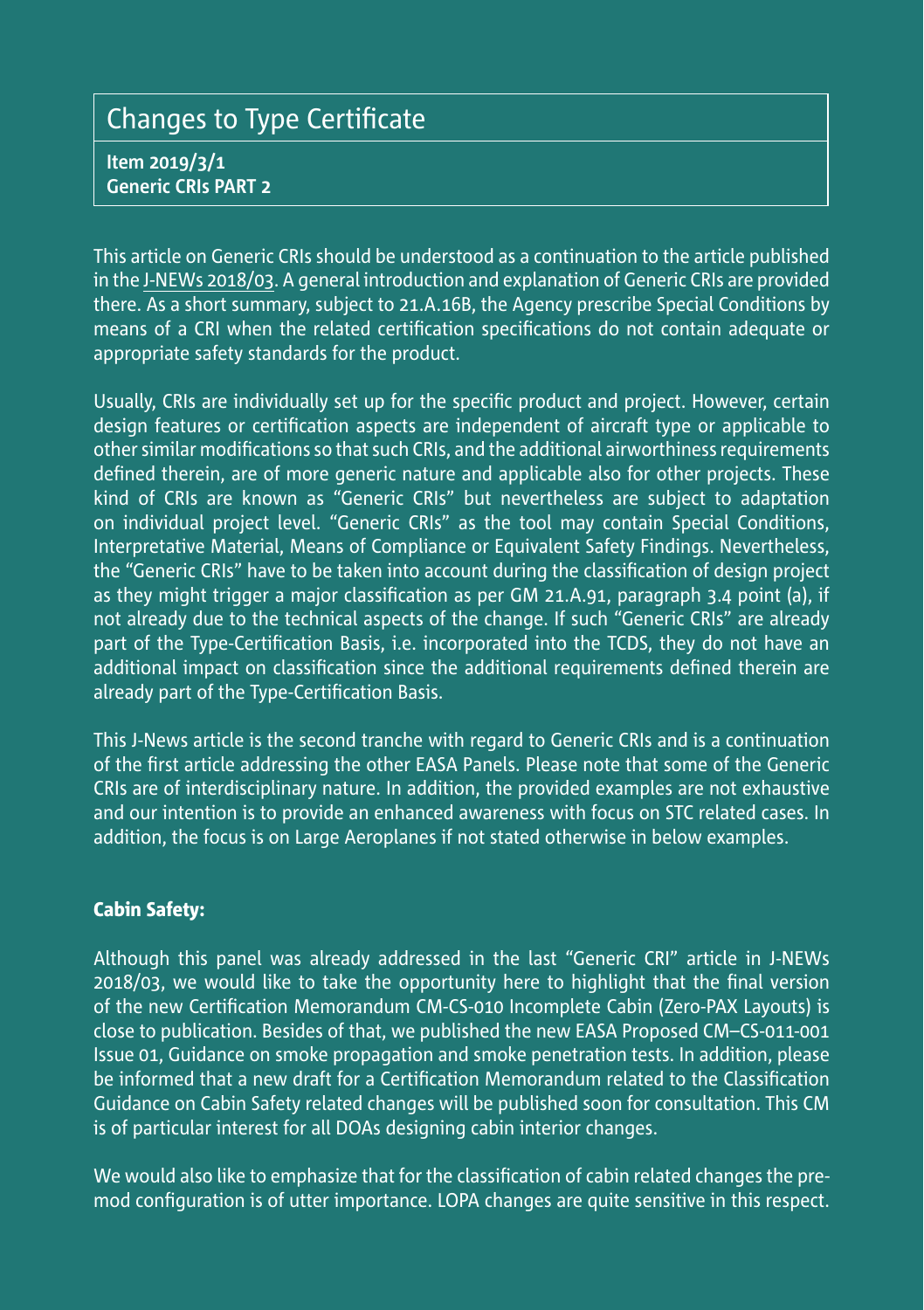## Changes to Type Certificate

**Item 2019/3/1**
**Generic CRIs PART 2**

This article on Generic CRIs should be understood as a continuation to the article published in the J-NEWs 2018/03. A general introduction and explanation of Generic CRIs are provided there. As a short summary, subject to 21.A.16B, the Agency prescribe Special Conditions by means of a CRI when the related certification specifications do not contain adequate or appropriate safety standards for the product.

Usually, CRIs are individually set up for the specific product and project. However, certain design features or certification aspects are independent of aircraft type or applicable to other similar modifications so that such CRIs, and the additional airworthiness requirements defined therein, are of more generic nature and applicable also for other projects. These kind of CRIs are known as "Generic CRIs" but nevertheless are subject to adaptation on individual project level. "Generic CRIs" as the tool may contain Special Conditions, Interpretative Material, Means of Compliance or Equivalent Safety Findings. Nevertheless, the "Generic CRIs" have to be taken into account during the classification of design project as they might trigger a major classification as per GM 21.A.91, paragraph 3.4 point (a), if not already due to the technical aspects of the change. If such "Generic CRIs" are already part of the Type-Certification Basis, i.e. incorporated into the TCDS, they do not have an additional impact on classification since the additional requirements defined therein are already part of the Type-Certification Basis.

This J-News article is the second tranche with regard to Generic CRIs and is a continuation of the first article addressing the other EASA Panels. Please note that some of the Generic CRIs are of interdisciplinary nature. In addition, the provided examples are not exhaustive and our intention is to provide an enhanced awareness with focus on STC related cases. In addition, the focus is on Large Aeroplanes if not stated otherwise in below examples.

**Cabin Safety:**

Although this panel was already addressed in the last "Generic CRI" article in J-NEWs 2018/03, we would like to take the opportunity here to highlight that the final version of the new Certification Memorandum CM-CS-010 Incomplete Cabin (Zero-PAX Layouts) is close to publication. Besides of that, we published the new EASA Proposed CM–CS-011-001 Issue 01, Guidance on smoke propagation and smoke penetration tests. In addition, please be informed that a new draft for a Certification Memorandum related to the Classification Guidance on Cabin Safety related changes will be published soon for consultation. This CM is of particular interest for all DOAs designing cabin interior changes.

We would also like to emphasize that for the classification of cabin related changes the pre-mod configuration is of utter importance. LOPA changes are quite sensitive in this respect.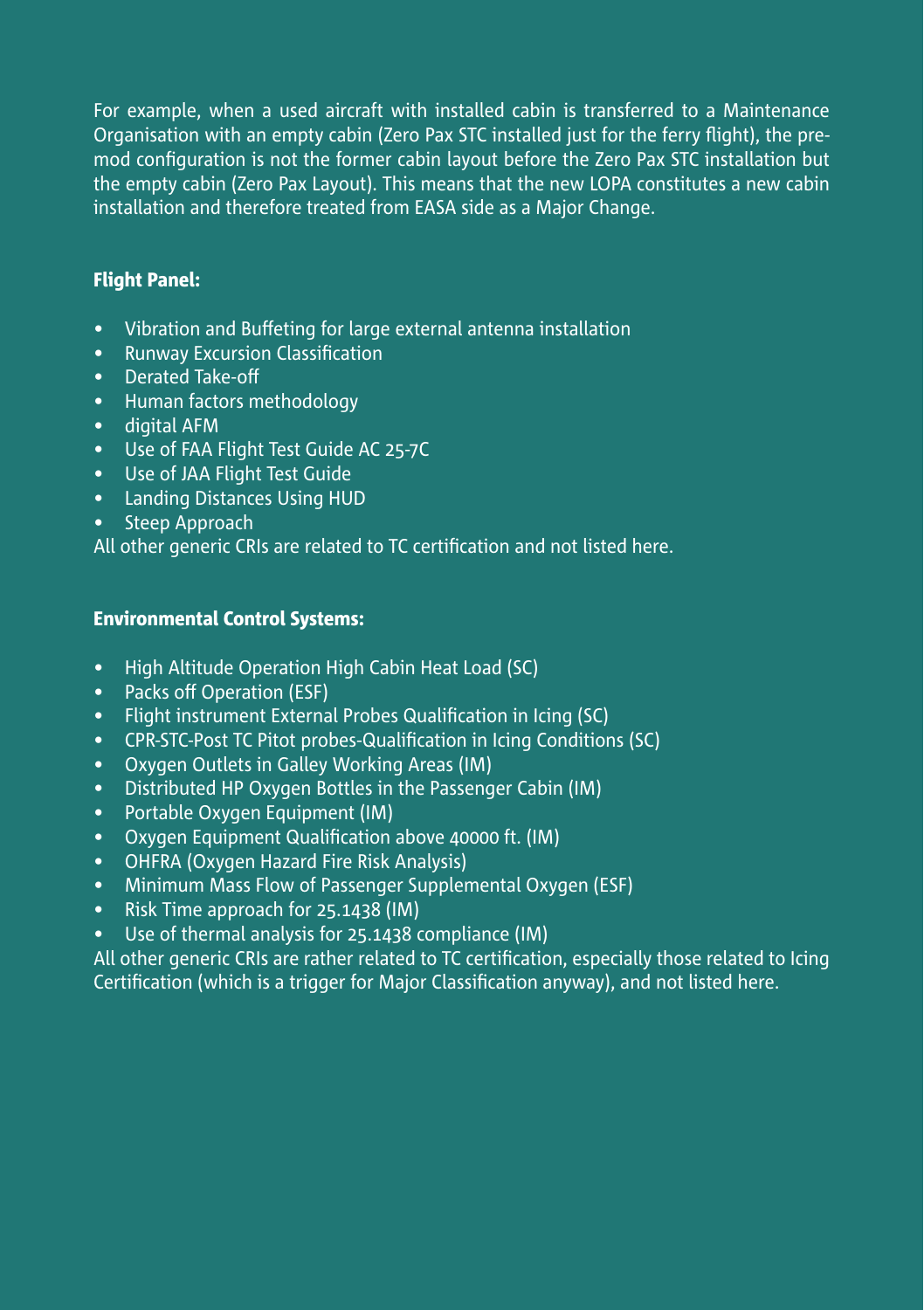For example, when a used aircraft with installed cabin is transferred to a Maintenance Organisation with an empty cabin (Zero Pax STC installed just for the ferry flight), the pre-mod configuration is not the former cabin layout before the Zero Pax STC installation but the empty cabin (Zero Pax Layout). This means that the new LOPA constitutes a new cabin installation and therefore treated from EASA side as a Major Change.

### Flight Panel:

- Vibration and Buffeting for large external antenna installation
- Runway Excursion Classification
- Derated Take-off
- Human factors methodology
- digital AFM
- Use of FAA Flight Test Guide AC 25-7C
- Use of JAA Flight Test Guide
- Landing Distances Using HUD
- Steep Approach

All other generic CRIs are related to TC certification and not listed here.

### Environmental Control Systems:

- High Altitude Operation High Cabin Heat Load (SC)
- Packs off Operation (ESF)
- Flight instrument External Probes Qualification in Icing (SC)
- CPR-STC-Post TC Pitot probes-Qualification in Icing Conditions (SC)
- Oxygen Outlets in Galley Working Areas (IM)
- Distributed HP Oxygen Bottles in the Passenger Cabin (IM)
- Portable Oxygen Equipment (IM)
- Oxygen Equipment Qualification above 40000 ft. (IM)
- OHFRA (Oxygen Hazard Fire Risk Analysis)
- Minimum Mass Flow of Passenger Supplemental Oxygen (ESF)
- Risk Time approach for 25.1438 (IM)
- Use of thermal analysis for 25.1438 compliance (IM)

All other generic CRIs are rather related to TC certification, especially those related to Icing Certification (which is a trigger for Major Classification anyway), and not listed here.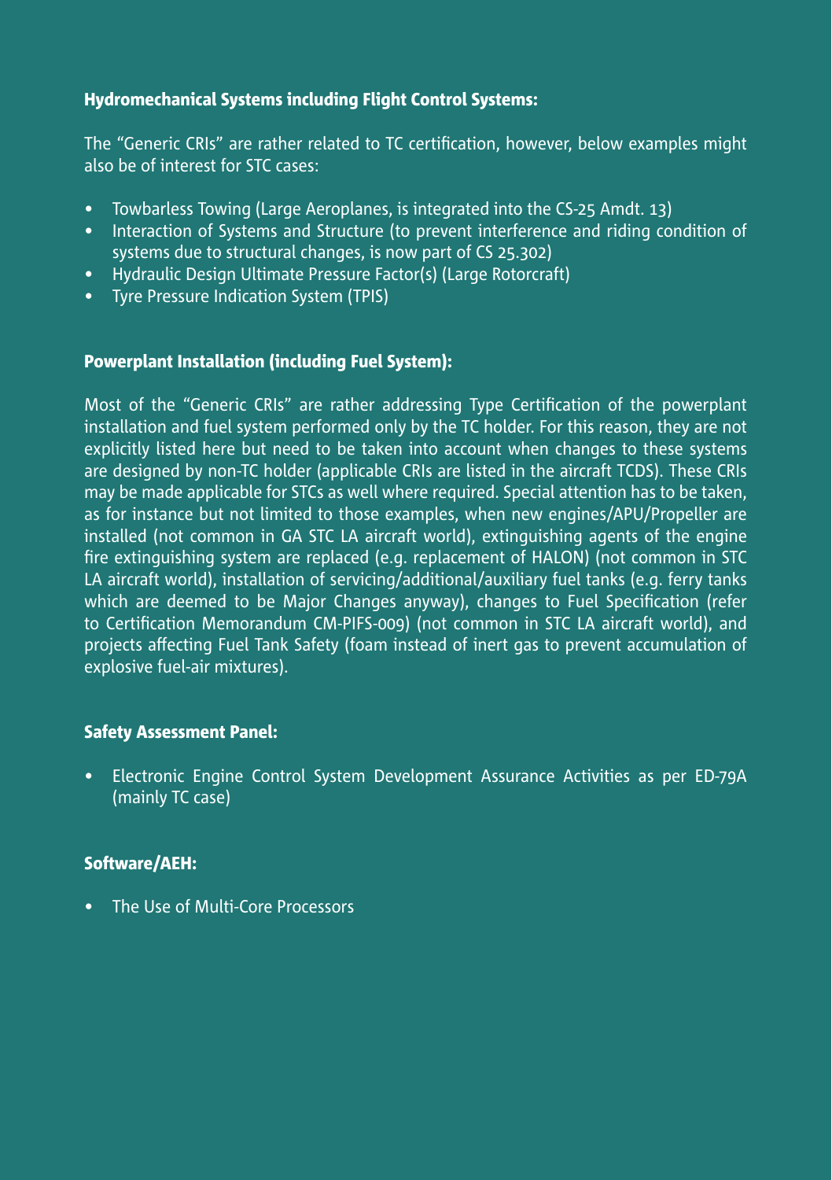### Hydromechanical Systems including Flight Control Systems:

The "Generic CRIs" are rather related to TC certification, however, below examples might also be of interest for STC cases:

- Towbarless Towing (Large Aeroplanes, is integrated into the CS-25 Amdt. 13)
- Interaction of Systems and Structure (to prevent interference and riding condition of systems due to structural changes, is now part of CS 25.302)
- Hydraulic Design Ultimate Pressure Factor(s) (Large Rotorcraft)
- Tyre Pressure Indication System (TPIS)

### Powerplant Installation (including Fuel System):

Most of the "Generic CRIs" are rather addressing Type Certification of the powerplant installation and fuel system performed only by the TC holder. For this reason, they are not explicitly listed here but need to be taken into account when changes to these systems are designed by non-TC holder (applicable CRIs are listed in the aircraft TCDS). These CRIs may be made applicable for STCs as well where required. Special attention has to be taken, as for instance but not limited to those examples, when new engines/APU/Propeller are installed (not common in GA STC LA aircraft world), extinguishing agents of the engine fire extinguishing system are replaced (e.g. replacement of HALON) (not common in STC LA aircraft world), installation of servicing/additional/auxiliary fuel tanks (e.g. ferry tanks which are deemed to be Major Changes anyway), changes to Fuel Specification (refer to Certification Memorandum CM-PIFS-009) (not common in STC LA aircraft world), and projects affecting Fuel Tank Safety (foam instead of inert gas to prevent accumulation of explosive fuel-air mixtures).

### Safety Assessment Panel:

- Electronic Engine Control System Development Assurance Activities as per ED-79A (mainly TC case)

### Software/AEH:

- The Use of Multi-Core Processors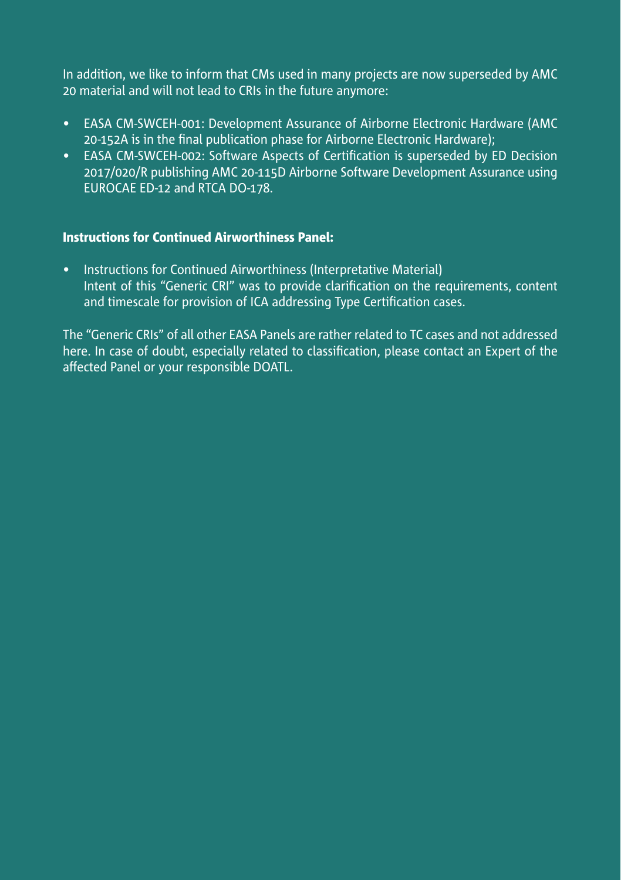In addition, we like to inform that CMs used in many projects are now superseded by AMC 20 material and will not lead to CRIs in the future anymore:

- EASA CM-SWCEH-001: Development Assurance of Airborne Electronic Hardware (AMC 20-152A is in the final publication phase for Airborne Electronic Hardware);
- EASA CM-SWCEH-002: Software Aspects of Certification is superseded by ED Decision 2017/020/R publishing AMC 20-115D Airborne Software Development Assurance using EUROCAE ED-12 and RTCA DO-178.

**Instructions for Continued Airworthiness Panel:**

- Instructions for Continued Airworthiness (Interpretative Material)
  Intent of this "Generic CRI" was to provide clarification on the requirements, content and timescale for provision of ICA addressing Type Certification cases.

The "Generic CRIs" of all other EASA Panels are rather related to TC cases and not addressed here. In case of doubt, especially related to classification, please contact an Expert of the affected Panel or your responsible DOATL.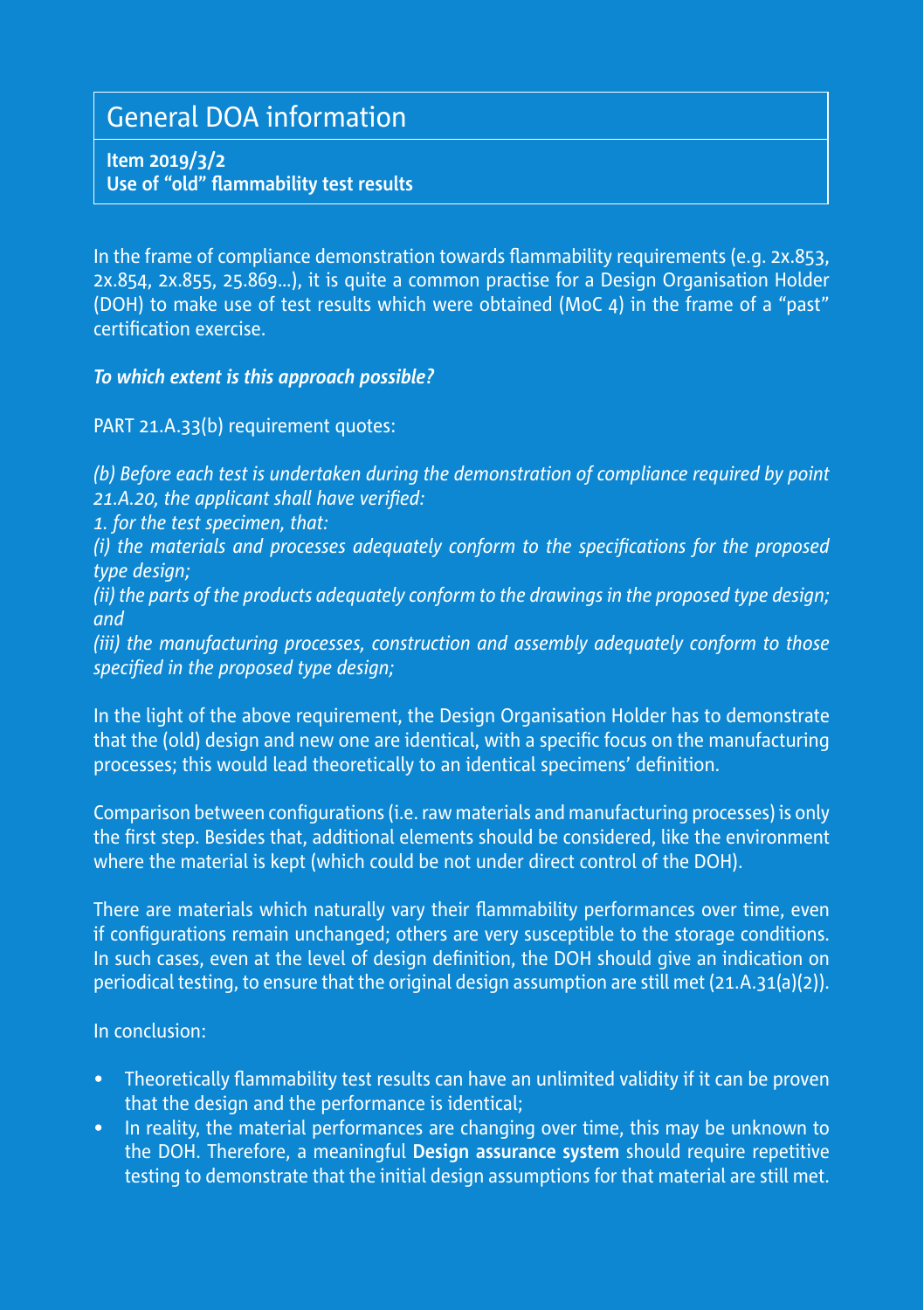# General DOA information

**Item 2019/3/2**
**Use of "old" flammability test results**

In the frame of compliance demonstration towards flammability requirements (e.g. 2x.853, 2x.854, 2x.855, 25.869...), it is quite a common practise for a Design Organisation Holder (DOH) to make use of test results which were obtained (MoC 4) in the frame of a "past" certification exercise.

***To which extent is this approach possible?***

PART 21.A.33(b) requirement quotes:

*(b) Before each test is undertaken during the demonstration of compliance required by point 21.A.20, the applicant shall have verified:*
*1. for the test specimen, that:*
*(i) the materials and processes adequately conform to the specifications for the proposed type design;*
*(ii) the parts of the products adequately conform to the drawings in the proposed type design; and*
*(iii) the manufacturing processes, construction and assembly adequately conform to those specified in the proposed type design;*

In the light of the above requirement, the Design Organisation Holder has to demonstrate that the (old) design and new one are identical, with a specific focus on the manufacturing processes; this would lead theoretically to an identical specimens' definition.

Comparison between configurations (i.e. raw materials and manufacturing processes) is only the first step. Besides that, additional elements should be considered, like the environment where the material is kept (which could be not under direct control of the DOH).

There are materials which naturally vary their flammability performances over time, even if configurations remain unchanged; others are very susceptible to the storage conditions. In such cases, even at the level of design definition, the DOH should give an indication on periodical testing, to ensure that the original design assumption are still met (21.A.31(a)(2)).

In conclusion:

- Theoretically flammability test results can have an unlimited validity if it can be proven that the design and the performance is identical;
- In reality, the material performances are changing over time, this may be unknown to the DOH. Therefore, a meaningful **Design assurance system** should require repetitive testing to demonstrate that the initial design assumptions for that material are still met.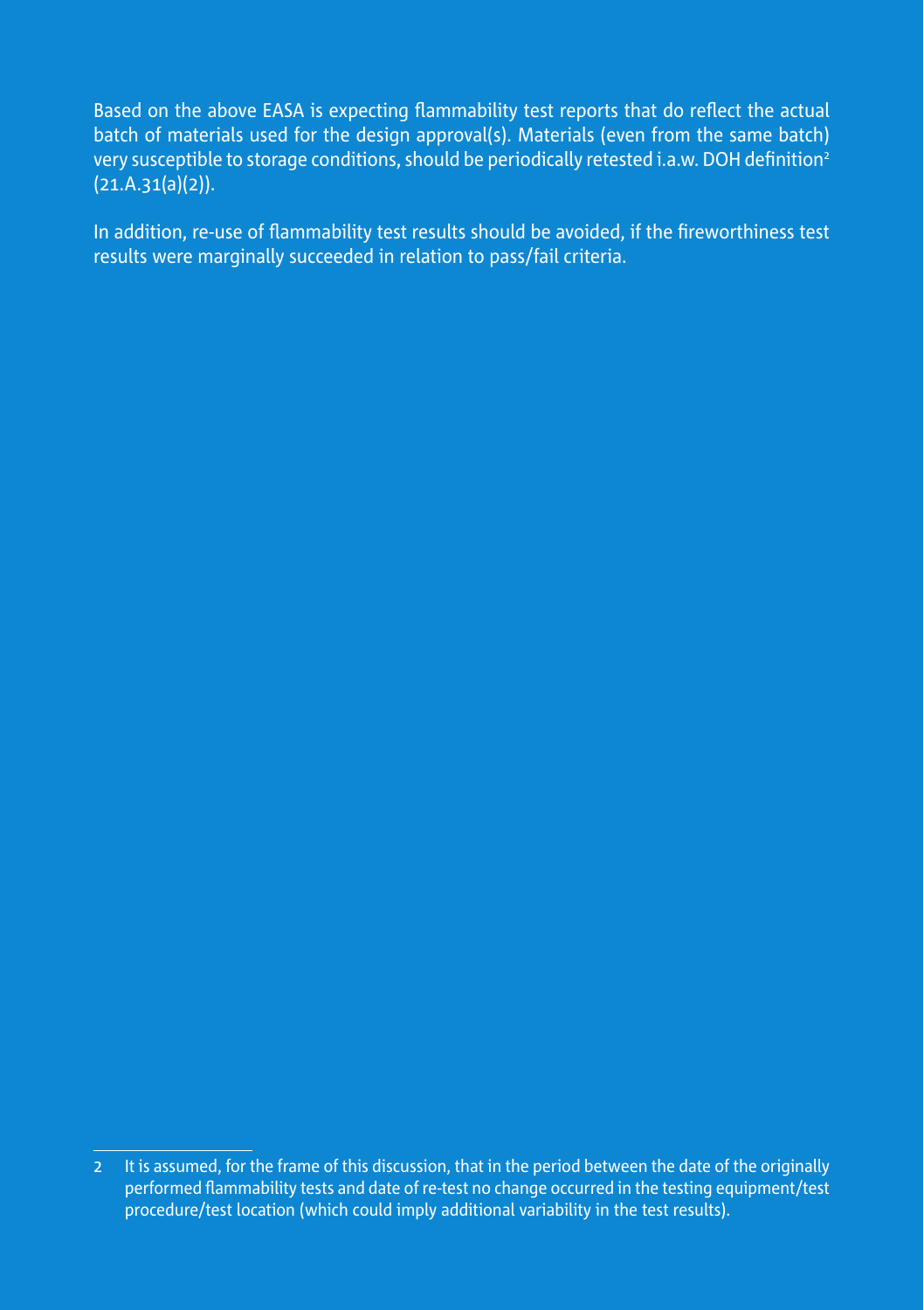Based on the above EASA is expecting flammability test reports that do reflect the actual batch of materials used for the design approval(s). Materials (even from the same batch) very susceptible to storage conditions, should be periodically retested i.a.w. DOH definition[2] (21.A.31(a)(2)).

In addition, re-use of flammability test results should be avoided, if the fireworthiness test results were marginally succeeded in relation to pass/fail criteria.

---

2 It is assumed, for the frame of this discussion, that in the period between the date of the originally performed flammability tests and date of re-test no change occurred in the testing equipment/test procedure/test location (which could imply additional variability in the test results).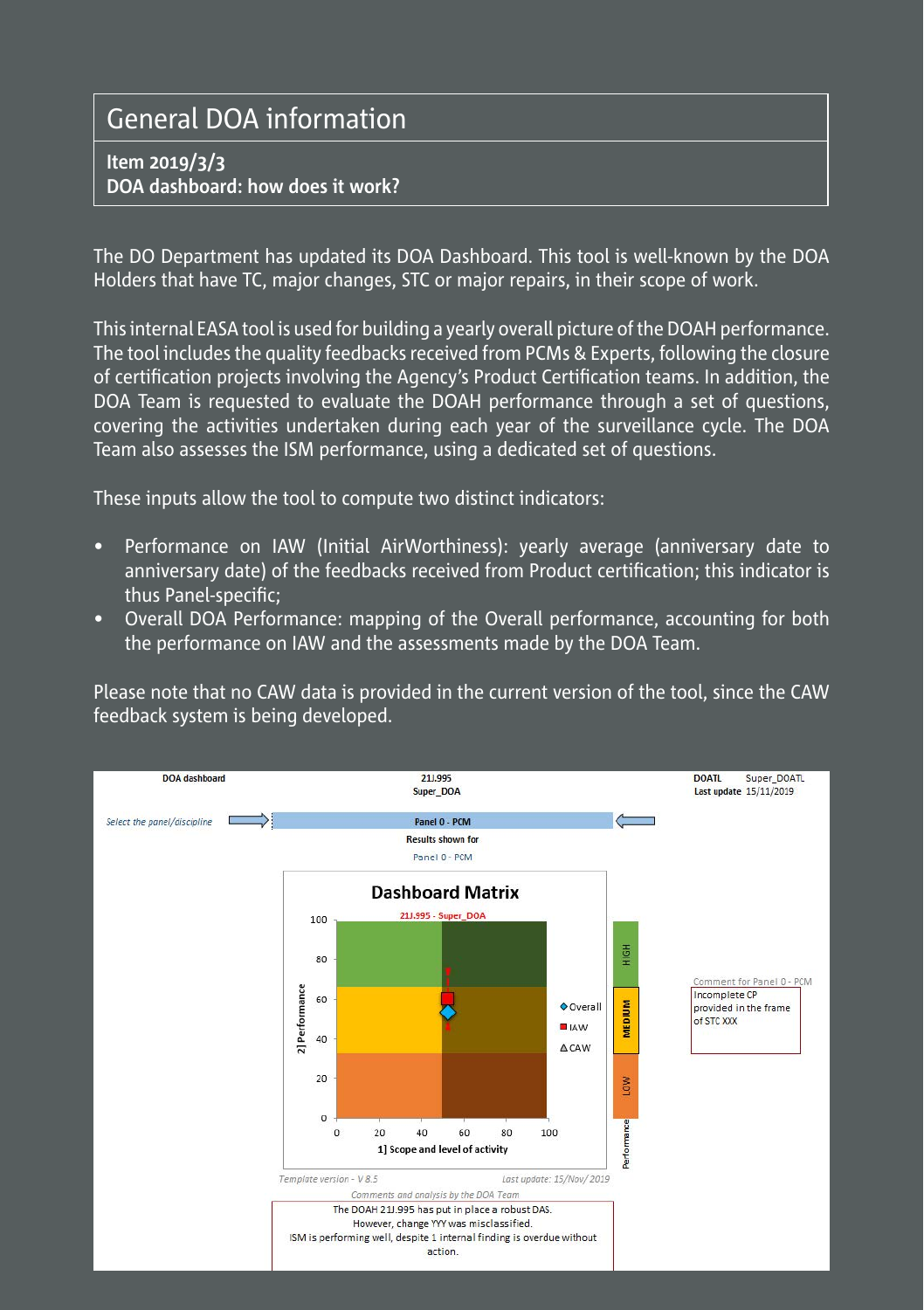# General DOA information

## Item 2019/3/3
## DOA dashboard: how does it work?

The DO Department has updated its DOA Dashboard. This tool is well-known by the DOA Holders that have TC, major changes, STC or major repairs, in their scope of work.

This internal EASA tool is used for building a yearly overall picture of the DOAH performance. The tool includes the quality feedbacks received from PCMs & Experts, following the closure of certification projects involving the Agency's Product Certification teams. In addition, the DOA Team is requested to evaluate the DOAH performance through a set of questions, covering the activities undertaken during each year of the surveillance cycle. The DOA Team also assesses the ISM performance, using a dedicated set of questions.

These inputs allow the tool to compute two distinct indicators:

- Performance on IAW (Initial AirWorthiness): yearly average (anniversary date to anniversary date) of the feedbacks received from Product certification; this indicator is thus Panel-specific;
- Overall DOA Performance: mapping of the Overall performance, accounting for both the performance on IAW and the assessments made by the DOA Team.

Please note that no CAW data is provided in the current version of the tool, since the CAW feedback system is being developed.

DOA dashboard | 21J.995 Super_DOA | DOATL Super_DOATL | Last update 15/11/2019

*Select the panel/discipline* — Panel 0 - PCM

Results shown for Panel 0 - PCM

**Dashboard Matrix**

21J.995 - Super_DOA

2] Performance (0–100) / 1] Scope and level of activity (0–100)

◆ Overall ■ IAW △ CAW

Performance: HIGH / MEDIUM / LOW

Comment for Panel 0 - PCM: Incomplete CP provided in the frame of STC XXX

*Template version - V 8.5* *Last update: 15/Nov/2019*

*Comments and analysis by the DOA Team*

The DOAH 21J.995 has put in place a robust DAS.
However, change YYY was misclassified.
ISM is performing well, despite 1 internal finding is overdue without action.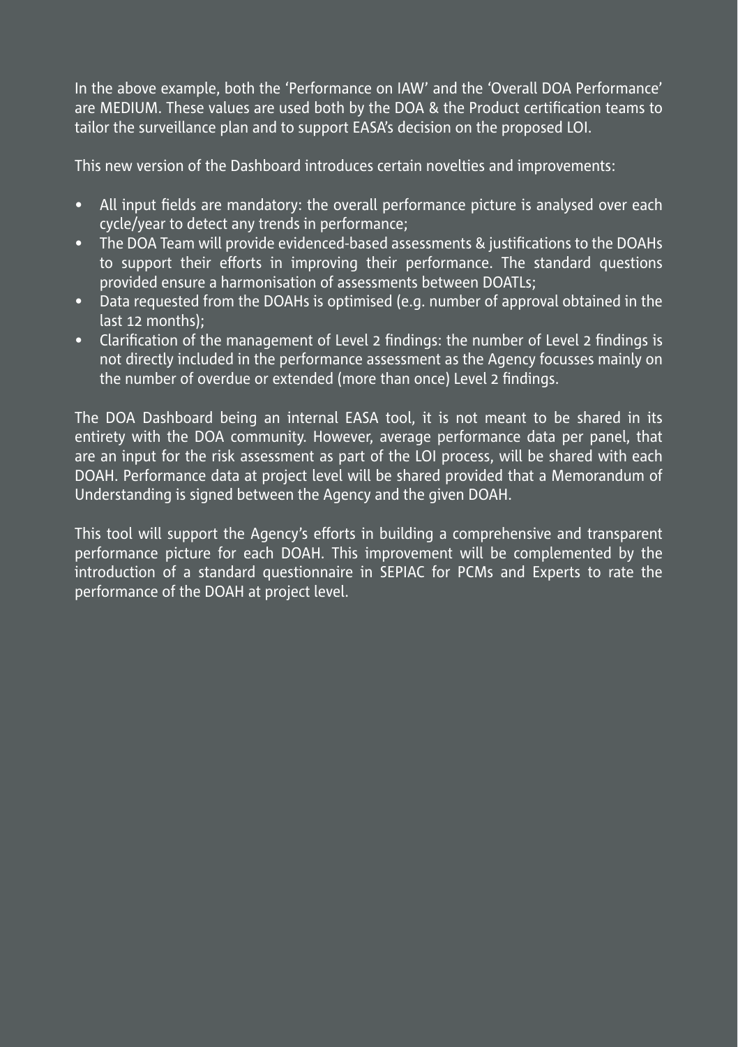In the above example, both the 'Performance on IAW' and the 'Overall DOA Performance' are MEDIUM. These values are used both by the DOA & the Product certification teams to tailor the surveillance plan and to support EASA's decision on the proposed LOI.

This new version of the Dashboard introduces certain novelties and improvements:

- All input fields are mandatory: the overall performance picture is analysed over each cycle/year to detect any trends in performance;
- The DOA Team will provide evidenced-based assessments & justifications to the DOAHs to support their efforts in improving their performance. The standard questions provided ensure a harmonisation of assessments between DOATLs;
- Data requested from the DOAHs is optimised (e.g. number of approval obtained in the last 12 months);
- Clarification of the management of Level 2 findings: the number of Level 2 findings is not directly included in the performance assessment as the Agency focusses mainly on the number of overdue or extended (more than once) Level 2 findings.

The DOA Dashboard being an internal EASA tool, it is not meant to be shared in its entirety with the DOA community. However, average performance data per panel, that are an input for the risk assessment as part of the LOI process, will be shared with each DOAH. Performance data at project level will be shared provided that a Memorandum of Understanding is signed between the Agency and the given DOAH.

This tool will support the Agency's efforts in building a comprehensive and transparent performance picture for each DOAH. This improvement will be complemented by the introduction of a standard questionnaire in SEPIAC for PCMs and Experts to rate the performance of the DOAH at project level.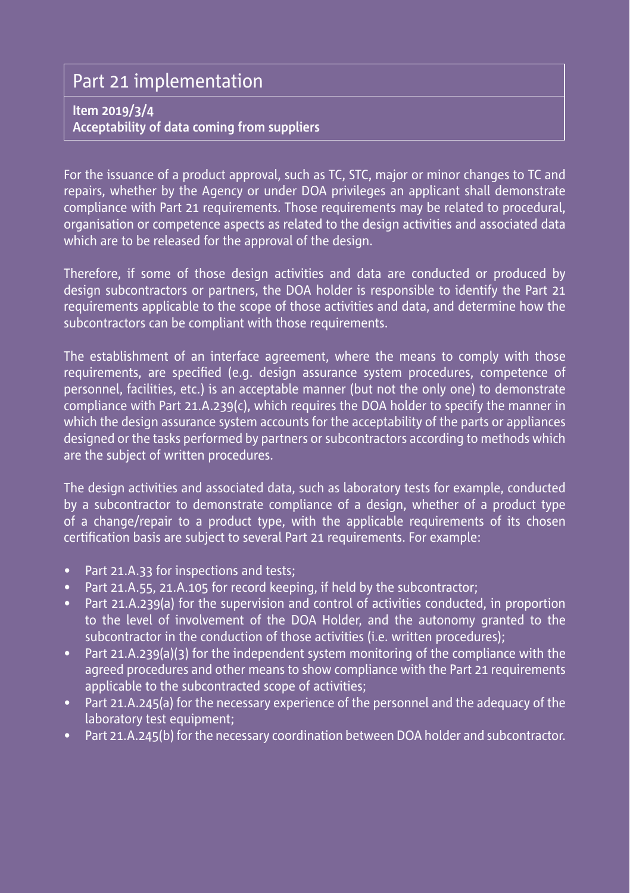## Part 21 implementation

**Item 2019/3/4**
**Acceptability of data coming from suppliers**

For the issuance of a product approval, such as TC, STC, major or minor changes to TC and repairs, whether by the Agency or under DOA privileges an applicant shall demonstrate compliance with Part 21 requirements. Those requirements may be related to procedural, organisation or competence aspects as related to the design activities and associated data which are to be released for the approval of the design.

Therefore, if some of those design activities and data are conducted or produced by design subcontractors or partners, the DOA holder is responsible to identify the Part 21 requirements applicable to the scope of those activities and data, and determine how the subcontractors can be compliant with those requirements.

The establishment of an interface agreement, where the means to comply with those requirements, are specified (e.g. design assurance system procedures, competence of personnel, facilities, etc.) is an acceptable manner (but not the only one) to demonstrate compliance with Part 21.A.239(c), which requires the DOA holder to specify the manner in which the design assurance system accounts for the acceptability of the parts or appliances designed or the tasks performed by partners or subcontractors according to methods which are the subject of written procedures.

The design activities and associated data, such as laboratory tests for example, conducted by a subcontractor to demonstrate compliance of a design, whether of a product type of a change/repair to a product type, with the applicable requirements of its chosen certification basis are subject to several Part 21 requirements. For example:

- Part 21.A.33 for inspections and tests;
- Part 21.A.55, 21.A.105 for record keeping, if held by the subcontractor;
- Part 21.A.239(a) for the supervision and control of activities conducted, in proportion to the level of involvement of the DOA Holder, and the autonomy granted to the subcontractor in the conduction of those activities (i.e. written procedures);
- Part 21.A.239(a)(3) for the independent system monitoring of the compliance with the agreed procedures and other means to show compliance with the Part 21 requirements applicable to the subcontracted scope of activities;
- Part 21.A.245(a) for the necessary experience of the personnel and the adequacy of the laboratory test equipment;
- Part 21.A.245(b) for the necessary coordination between DOA holder and subcontractor.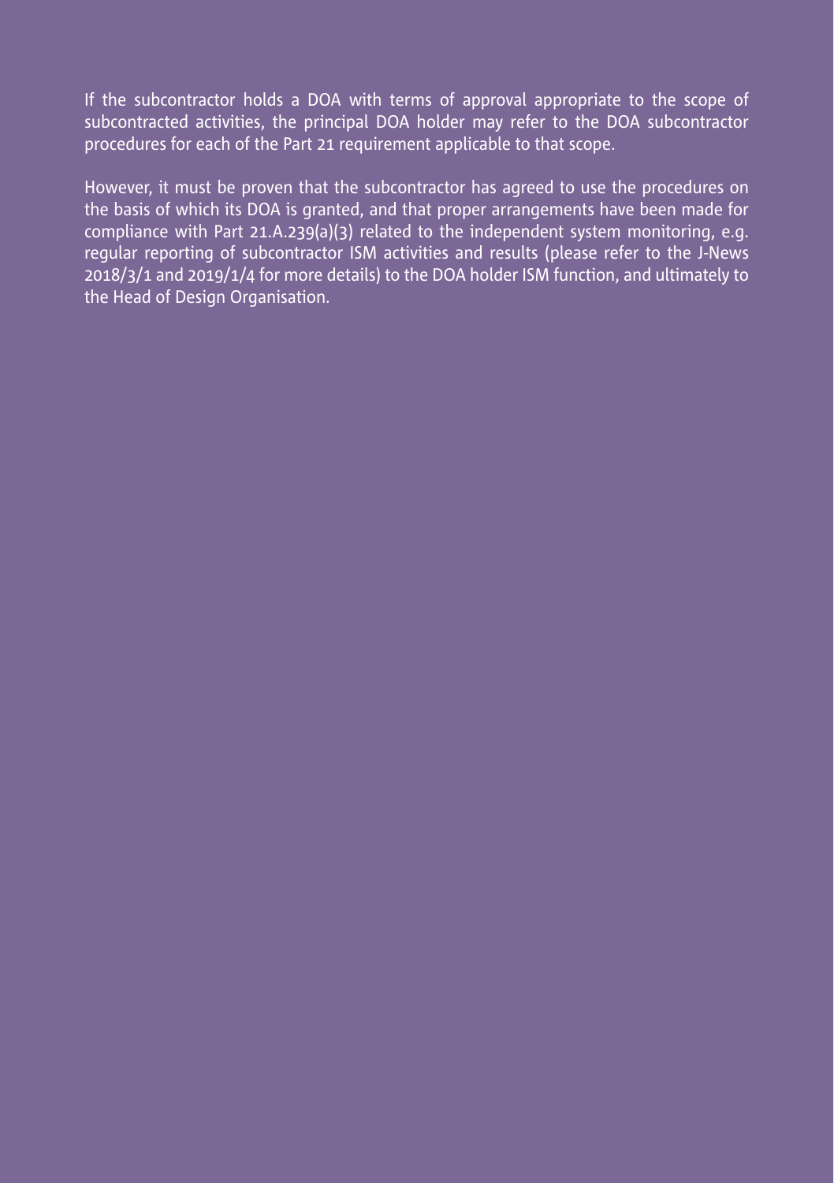If the subcontractor holds a DOA with terms of approval appropriate to the scope of subcontracted activities, the principal DOA holder may refer to the DOA subcontractor procedures for each of the Part 21 requirement applicable to that scope.

However, it must be proven that the subcontractor has agreed to use the procedures on the basis of which its DOA is granted, and that proper arrangements have been made for compliance with Part 21.A.239(a)(3) related to the independent system monitoring, e.g. regular reporting of subcontractor ISM activities and results (please refer to the J-News 2018/3/1 and 2019/1/4 for more details) to the DOA holder ISM function, and ultimately to the Head of Design Organisation.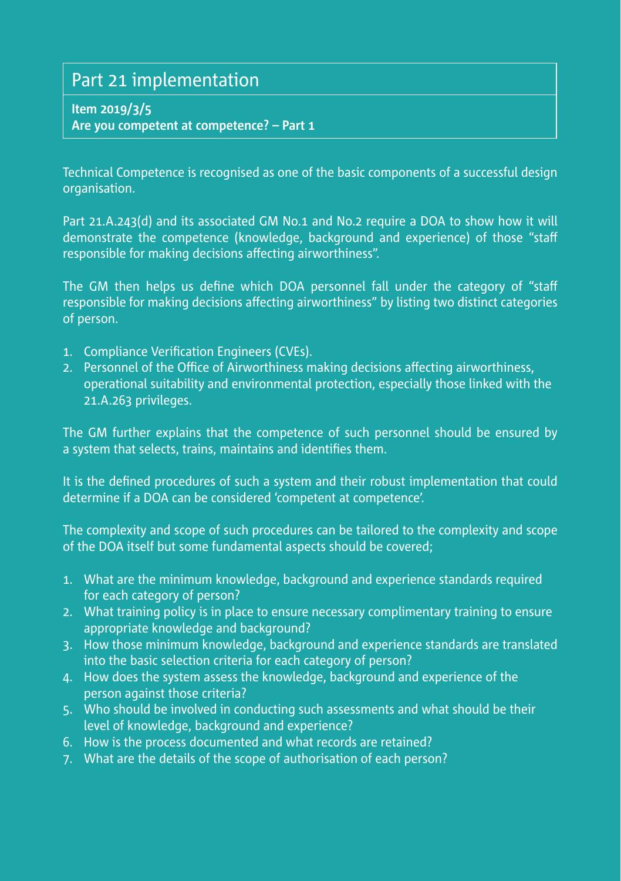## Part 21 implementation

**Item 2019/3/5**
**Are you competent at competence? – Part 1**

Technical Competence is recognised as one of the basic components of a successful design organisation.

Part 21.A.243(d) and its associated GM No.1 and No.2 require a DOA to show how it will demonstrate the competence (knowledge, background and experience) of those "staff responsible for making decisions affecting airworthiness".

The GM then helps us define which DOA personnel fall under the category of "staff responsible for making decisions affecting airworthiness" by listing two distinct categories of person.

1. Compliance Verification Engineers (CVEs).
2. Personnel of the Office of Airworthiness making decisions affecting airworthiness, operational suitability and environmental protection, especially those linked with the 21.A.263 privileges.

The GM further explains that the competence of such personnel should be ensured by a system that selects, trains, maintains and identifies them.

It is the defined procedures of such a system and their robust implementation that could determine if a DOA can be considered 'competent at competence'.

The complexity and scope of such procedures can be tailored to the complexity and scope of the DOA itself but some fundamental aspects should be covered;

1. What are the minimum knowledge, background and experience standards required for each category of person?
2. What training policy is in place to ensure necessary complimentary training to ensure appropriate knowledge and background?
3. How those minimum knowledge, background and experience standards are translated into the basic selection criteria for each category of person?
4. How does the system assess the knowledge, background and experience of the person against those criteria?
5. Who should be involved in conducting such assessments and what should be their level of knowledge, background and experience?
6. How is the process documented and what records are retained?
7. What are the details of the scope of authorisation of each person?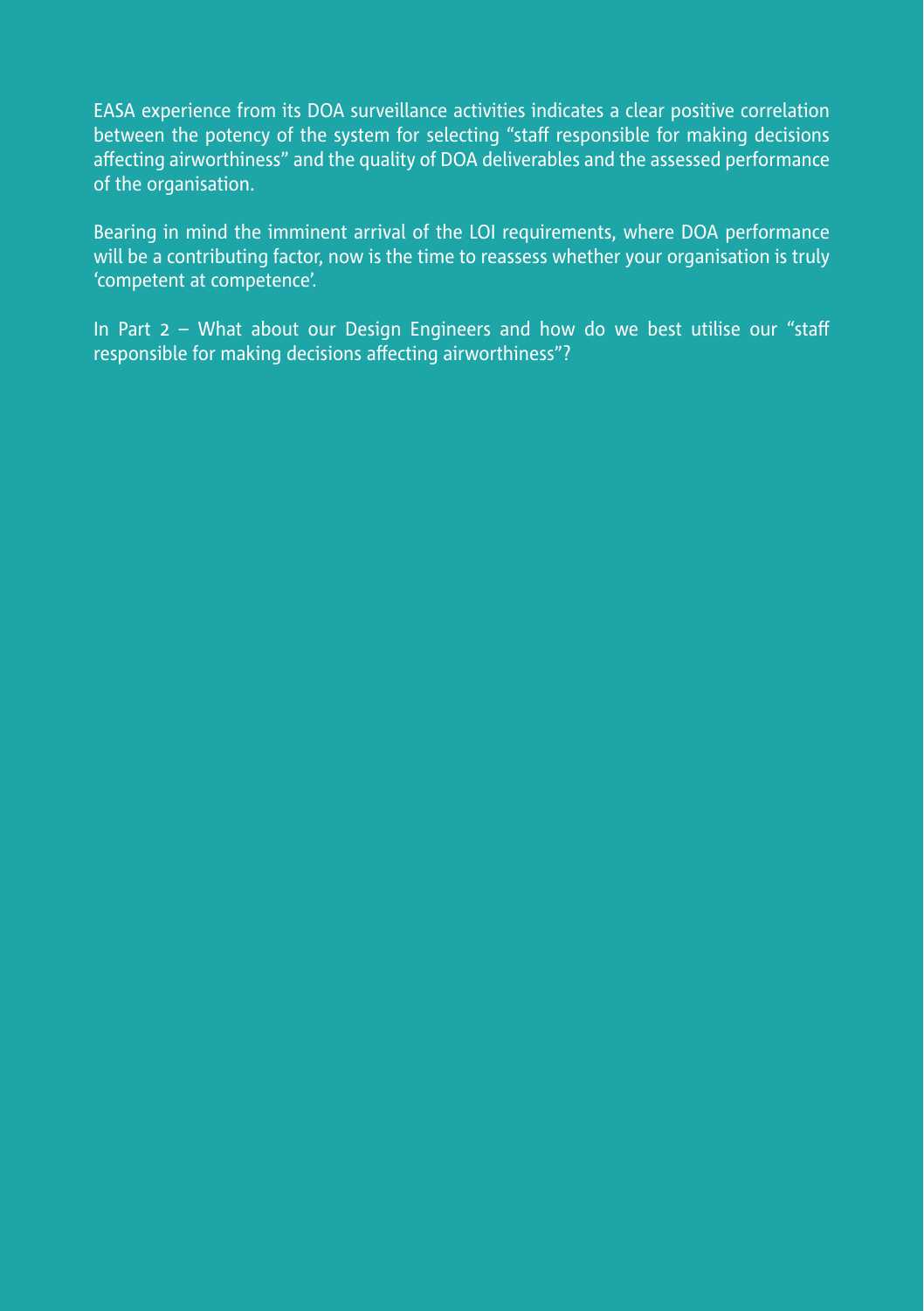EASA experience from its DOA surveillance activities indicates a clear positive correlation between the potency of the system for selecting "staff responsible for making decisions affecting airworthiness" and the quality of DOA deliverables and the assessed performance of the organisation.

Bearing in mind the imminent arrival of the LOI requirements, where DOA performance will be a contributing factor, now is the time to reassess whether your organisation is truly 'competent at competence'.

In Part 2 – What about our Design Engineers and how do we best utilise our "staff responsible for making decisions affecting airworthiness"?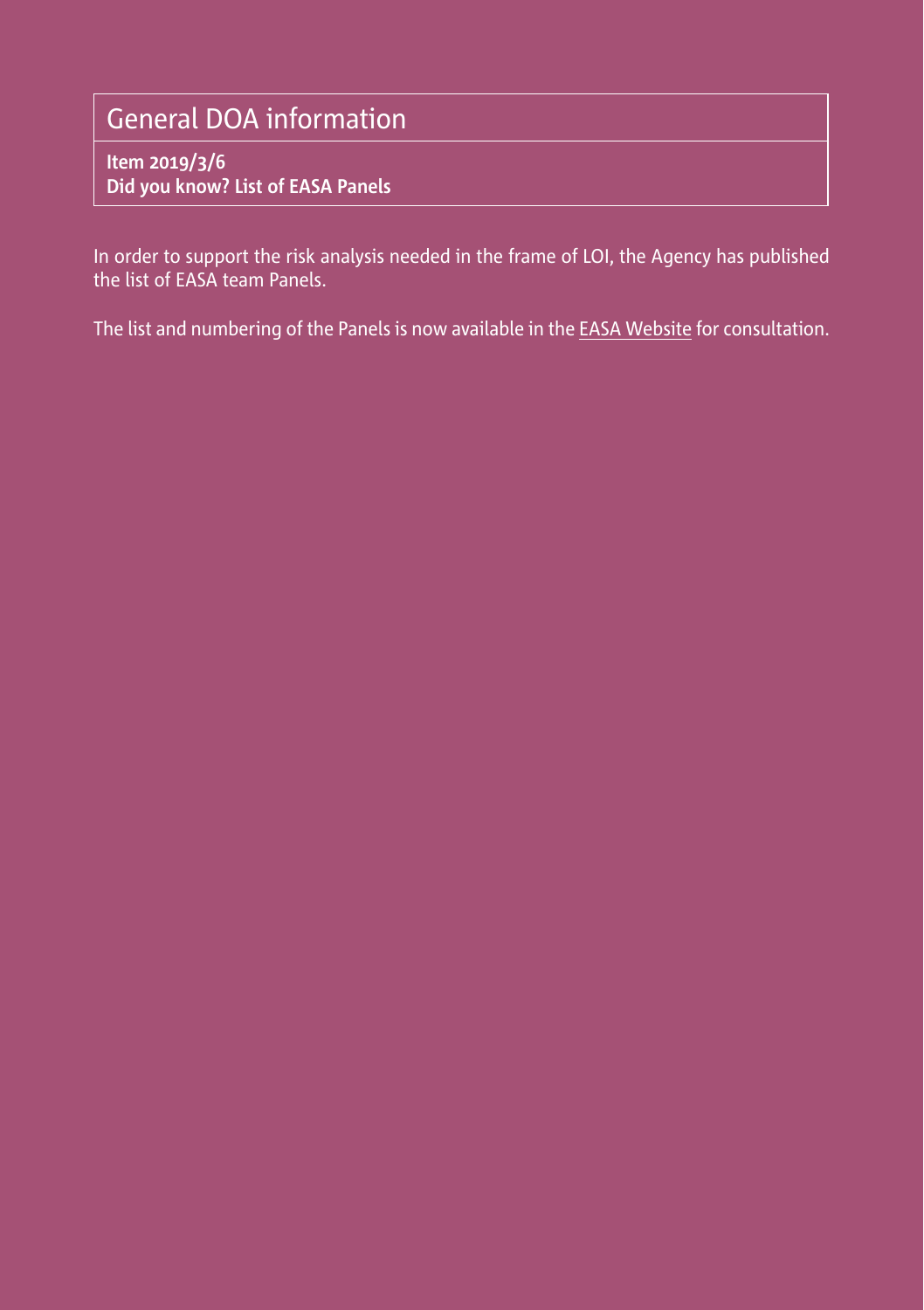## General DOA information

**Item 2019/3/6**
**Did you know? List of EASA Panels**

In order to support the risk analysis needed in the frame of LOI, the Agency has published the list of EASA team Panels.

The list and numbering of the Panels is now available in the EASA Website for consultation.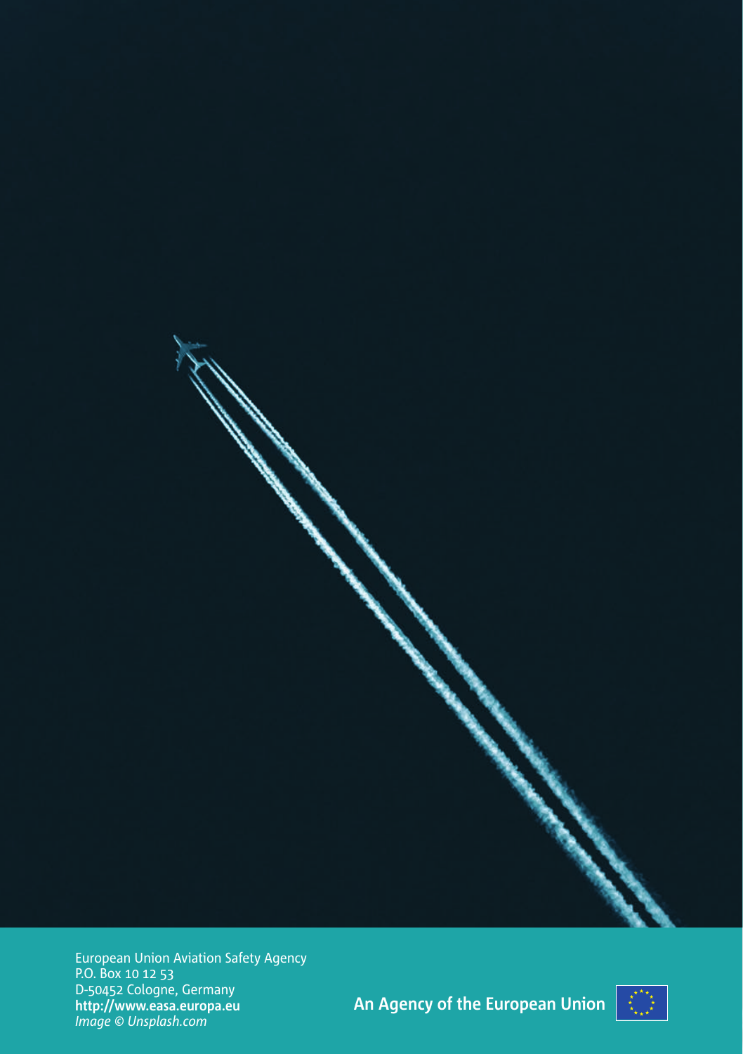European Union Aviation Safety Agency
P.O. Box 10 12 53
D-50452 Cologne, Germany
**http://www.easa.europa.eu**
*Image © Unsplash.com*

**An Agency of the European Union**